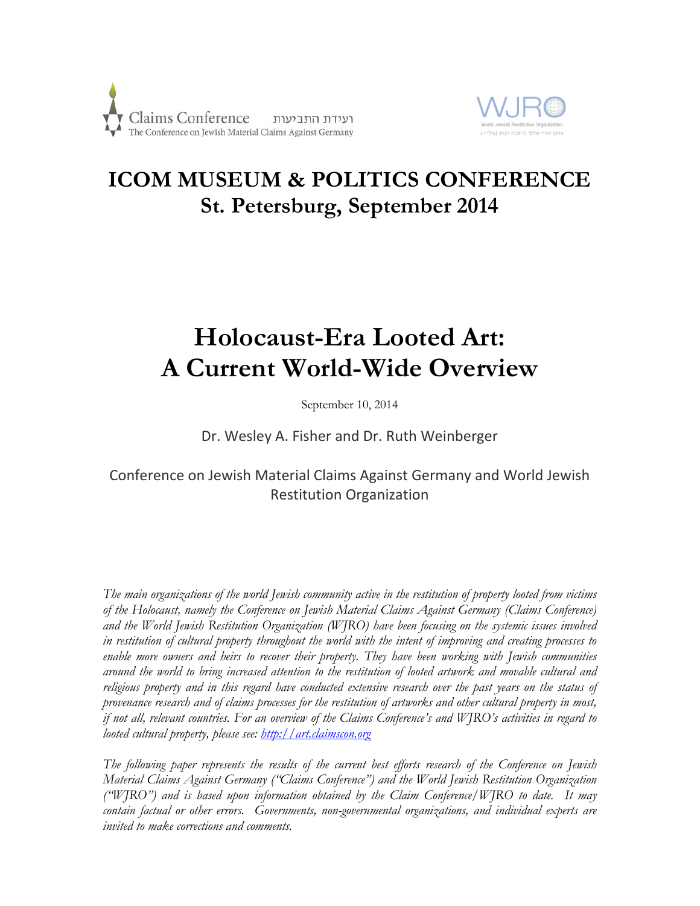Claims Conference ועידת התביעות
The Conference on Jewish Material Claims Against Germany

WJRO
World Jewish Restitution Organization

# ICOM MUSEUM & POLITICS CONFERENCE
## St. Petersburg, September 2014

# Holocaust-Era Looted Art: A Current World-Wide Overview

September 10, 2014

Dr. Wesley A. Fisher and Dr. Ruth Weinberger

Conference on Jewish Material Claims Against Germany and World Jewish Restitution Organization

*The main organizations of the world Jewish community active in the restitution of property looted from victims of the Holocaust, namely the Conference on Jewish Material Claims Against Germany (Claims Conference) and the World Jewish Restitution Organization (WJRO) have been focusing on the systemic issues involved in restitution of cultural property throughout the world with the intent of improving and creating processes to enable more owners and heirs to recover their property. They have been working with Jewish communities around the world to bring increased attention to the restitution of looted artwork and movable cultural and religious property and in this regard have conducted extensive research over the past years on the status of provenance research and of claims processes for the restitution of artworks and other cultural property in most, if not all, relevant countries. For an overview of the Claims Conference's and WJRO's activities in regard to looted cultural property, please see: [http://art.claimscon.org](http://art.claimscon.org)*

*The following paper represents the results of the current best efforts research of the Conference on Jewish Material Claims Against Germany ("Claims Conference") and the World Jewish Restitution Organization ("WJRO") and is based upon information obtained by the Claim Conference/WJRO to date. It may contain factual or other errors. Governments, non-governmental organizations, and individual experts are invited to make corrections and comments.*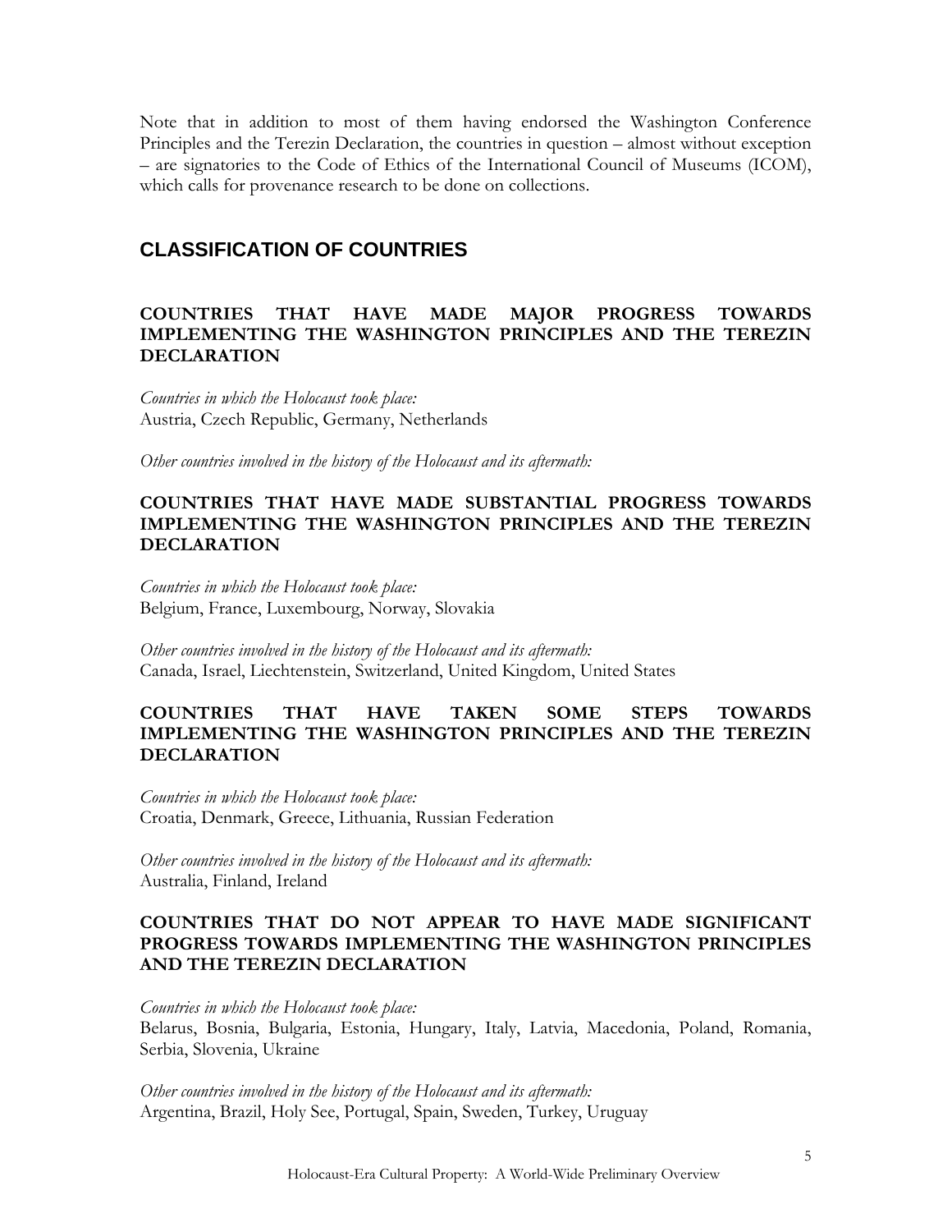Note that in addition to most of them having endorsed the Washington Conference Principles and the Terezin Declaration, the countries in question – almost without exception – are signatories to the Code of Ethics of the International Council of Museums (ICOM), which calls for provenance research to be done on collections.

## CLASSIFICATION OF COUNTRIES

### COUNTRIES THAT HAVE MADE MAJOR PROGRESS TOWARDS IMPLEMENTING THE WASHINGTON PRINCIPLES AND THE TEREZIN DECLARATION

*Countries in which the Holocaust took place:*
Austria, Czech Republic, Germany, Netherlands

*Other countries involved in the history of the Holocaust and its aftermath:*

### COUNTRIES THAT HAVE MADE SUBSTANTIAL PROGRESS TOWARDS IMPLEMENTING THE WASHINGTON PRINCIPLES AND THE TEREZIN DECLARATION

*Countries in which the Holocaust took place:*
Belgium, France, Luxembourg, Norway, Slovakia

*Other countries involved in the history of the Holocaust and its aftermath:*
Canada, Israel, Liechtenstein, Switzerland, United Kingdom, United States

### COUNTRIES THAT HAVE TAKEN SOME STEPS TOWARDS IMPLEMENTING THE WASHINGTON PRINCIPLES AND THE TEREZIN DECLARATION

*Countries in which the Holocaust took place:*
Croatia, Denmark, Greece, Lithuania, Russian Federation

*Other countries involved in the history of the Holocaust and its aftermath:*
Australia, Finland, Ireland

### COUNTRIES THAT DO NOT APPEAR TO HAVE MADE SIGNIFICANT PROGRESS TOWARDS IMPLEMENTING THE WASHINGTON PRINCIPLES AND THE TEREZIN DECLARATION

*Countries in which the Holocaust took place:*
Belarus, Bosnia, Bulgaria, Estonia, Hungary, Italy, Latvia, Macedonia, Poland, Romania, Serbia, Slovenia, Ukraine

*Other countries involved in the history of the Holocaust and its aftermath:*
Argentina, Brazil, Holy See, Portugal, Spain, Sweden, Turkey, Uruguay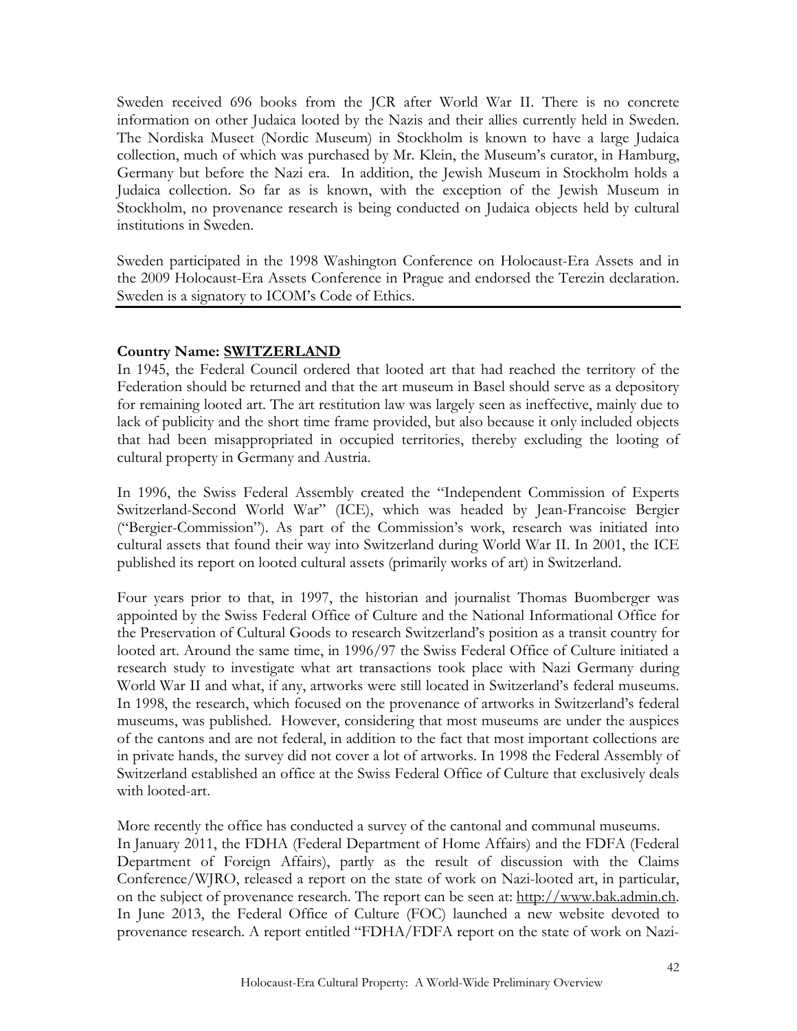Sweden received 696 books from the JCR after World War II. There is no concrete information on other Judaica looted by the Nazis and their allies currently held in Sweden. The Nordiska Museet (Nordic Museum) in Stockholm is known to have a large Judaica collection, much of which was purchased by Mr. Klein, the Museum's curator, in Hamburg, Germany but before the Nazi era. In addition, the Jewish Museum in Stockholm holds a Judaica collection. So far as is known, with the exception of the Jewish Museum in Stockholm, no provenance research is being conducted on Judaica objects held by cultural institutions in Sweden.

Sweden participated in the 1998 Washington Conference on Holocaust-Era Assets and in the 2009 Holocaust-Era Assets Conference in Prague and endorsed the Terezin declaration. Sweden is a signatory to ICOM's Code of Ethics.

---

**Country Name: SWITZERLAND**

In 1945, the Federal Council ordered that looted art that had reached the territory of the Federation should be returned and that the art museum in Basel should serve as a depository for remaining looted art. The art restitution law was largely seen as ineffective, mainly due to lack of publicity and the short time frame provided, but also because it only included objects that had been misappropriated in occupied territories, thereby excluding the looting of cultural property in Germany and Austria.

In 1996, the Swiss Federal Assembly created the "Independent Commission of Experts Switzerland-Second World War" (ICE), which was headed by Jean-Francoise Bergier ("Bergier-Commission"). As part of the Commission's work, research was initiated into cultural assets that found their way into Switzerland during World War II. In 2001, the ICE published its report on looted cultural assets (primarily works of art) in Switzerland.

Four years prior to that, in 1997, the historian and journalist Thomas Buomberger was appointed by the Swiss Federal Office of Culture and the National Informational Office for the Preservation of Cultural Goods to research Switzerland's position as a transit country for looted art. Around the same time, in 1996/97 the Swiss Federal Office of Culture initiated a research study to investigate what art transactions took place with Nazi Germany during World War II and what, if any, artworks were still located in Switzerland's federal museums. In 1998, the research, which focused on the provenance of artworks in Switzerland's federal museums, was published. However, considering that most museums are under the auspices of the cantons and are not federal, in addition to the fact that most important collections are in private hands, the survey did not cover a lot of artworks. In 1998 the Federal Assembly of Switzerland established an office at the Swiss Federal Office of Culture that exclusively deals with looted-art.

More recently the office has conducted a survey of the cantonal and communal museums.
In January 2011, the FDHA (Federal Department of Home Affairs) and the FDFA (Federal Department of Foreign Affairs), partly as the result of discussion with the Claims Conference/WJRO, released a report on the state of work on Nazi-looted art, in particular, on the subject of provenance research. The report can be seen at: http://www.bak.admin.ch. In June 2013, the Federal Office of Culture (FOC) launched a new website devoted to provenance research. A report entitled "FDHA/FDFA report on the state of work on Nazi-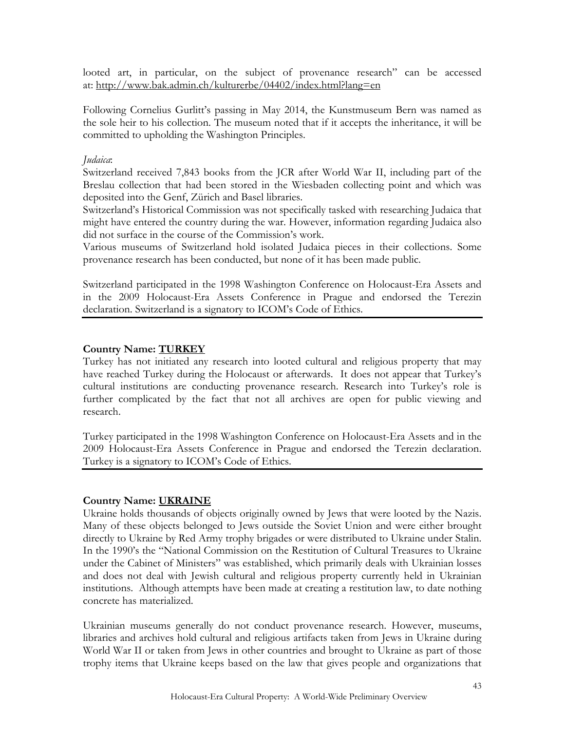looted art, in particular, on the subject of provenance research" can be accessed at: http://www.bak.admin.ch/kulturerbe/04402/index.html?lang=en

Following Cornelius Gurlitt's passing in May 2014, the Kunstmuseum Bern was named as the sole heir to his collection. The museum noted that if it accepts the inheritance, it will be committed to upholding the Washington Principles.

*Judaica*:

Switzerland received 7,843 books from the JCR after World War II, including part of the Breslau collection that had been stored in the Wiesbaden collecting point and which was deposited into the Genf, Zürich and Basel libraries.

Switzerland's Historical Commission was not specifically tasked with researching Judaica that might have entered the country during the war. However, information regarding Judaica also did not surface in the course of the Commission's work.

Various museums of Switzerland hold isolated Judaica pieces in their collections. Some provenance research has been conducted, but none of it has been made public.

Switzerland participated in the 1998 Washington Conference on Holocaust-Era Assets and in the 2009 Holocaust-Era Assets Conference in Prague and endorsed the Terezin declaration. Switzerland is a signatory to ICOM's Code of Ethics.

---

**Country Name: TURKEY**

Turkey has not initiated any research into looted cultural and religious property that may have reached Turkey during the Holocaust or afterwards. It does not appear that Turkey's cultural institutions are conducting provenance research. Research into Turkey's role is further complicated by the fact that not all archives are open for public viewing and research.

Turkey participated in the 1998 Washington Conference on Holocaust-Era Assets and in the 2009 Holocaust-Era Assets Conference in Prague and endorsed the Terezin declaration. Turkey is a signatory to ICOM's Code of Ethics.

---

**Country Name: UKRAINE**

Ukraine holds thousands of objects originally owned by Jews that were looted by the Nazis. Many of these objects belonged to Jews outside the Soviet Union and were either brought directly to Ukraine by Red Army trophy brigades or were distributed to Ukraine under Stalin. In the 1990's the "National Commission on the Restitution of Cultural Treasures to Ukraine under the Cabinet of Ministers" was established, which primarily deals with Ukrainian losses and does not deal with Jewish cultural and religious property currently held in Ukrainian institutions. Although attempts have been made at creating a restitution law, to date nothing concrete has materialized.

Ukrainian museums generally do not conduct provenance research. However, museums, libraries and archives hold cultural and religious artifacts taken from Jews in Ukraine during World War II or taken from Jews in other countries and brought to Ukraine as part of those trophy items that Ukraine keeps based on the law that gives people and organizations that